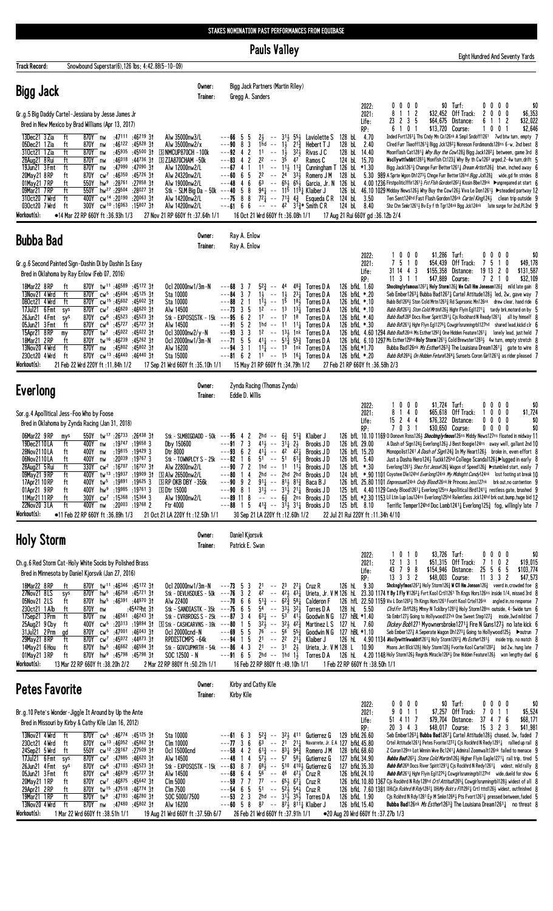STAKES NOMINATION PAST PERFORMANCES FROM EQUIBASE

# Pauls Valley

Eight Hundred And Seventy Yards

**Track Record:** Snowbound Superstar(6), 126 lbs; 4:42.88(5-10-09)

## Bigg Jack

**Owner:** Bigg Jack Partners (Martin Riley)
**Trainer:** Gregg A. Sanders

Gr.g.5 Big Daddy Cartel-Jessiana by Jesse James Jr
Bred in New Mexico by Brad Williams (Apr 13, 2017)

| | | | | | |
|---|---|---|---|---|---|
| 2022: | 0 0 0 0 | $0 | Turf: | 0 0 0 0 | $0 |
| 2021: | 8 1 1 2 | $32,452 | Off Track: | 2 0 0 0 | $6,353 |
| Life: | 23 2 3 5 | $64,675 | Distance: | 6 1 1 2 | $32,022 |
| RP: | 6 1 0 1 | $13,720 | Course: | 1 0 0 1 | $2,646 |

```
13Dec21 3 Zia   ft   870Y nw  :47111 :46219 3↑  Alw 35000nw3/L       ---66 5 5   2½  -- 31½ 55¼ Laviolette S  128 bL   4.70  Inded Fvrt1261¼ Ths Cndy Mn Cn126nk A Smpl Sndoff1261  7wd btw turn, empty 7
05Dec21 1 Zia   ft   870Y nw  :46122 :45828 3↑  Alw 35000nw2/x      ---90 8 3   1hd -- 1½  21¾ Hebert T J    128 bL   2.40  Clred Fur Tkeoff1261¾ Bigg Jck1282¼ Moreson Fordlmonds128ns 6-w, 2nd best 8
31Oct21 1 Zia   ft   870Y nw  :45935 :45500 3↑  [S]NMCUP870CH -100k ---92 4 2   11  -- 1½  32½ Rivas J C     128 bL  14.40  Moonflash Cat1281¼ Why Buy the Cow128¼ Bigg Jack1282¼ between, game 3rd 8
28Aug21 8 Rui   ft   870Y nw  :46018 :44736 3↑  [S]ZIA870CHAM -50k  ---83 4 2   22  -- 35  47  Ramos C       128 bL  15.70  Wscllywttlwbbt12831 Moonfish Ct123¾ Why By th Cw1263 urged,2-4w turn,drift 5
19Jun21 3 Fmt   ft   870Y nw  :47090 :47090 3↑  Alw 12000nw2/L      ---67 4 1   11  -- 11½ 11¾ Cunningham T 126 bL  *1.30  Bigg Jack1261¾ Change Furr Better1261¾ Dream Artist126¾ btwn, inched away 6
20May21 8 RP    ft   870Y cw7 :46350 :45726 3↑  Alw 24320nw2/L      ---60 6 5   22  -- 24  33¾ Romero J M    128 bL   5.30  989 A Sprte Wgon Dh11273¾ Chnge Furr Better126hd Bigg Jck126¾ wide,gd fin strides 8
01May21 7 RP    ft   550Y hw9 :28761 :27858 3↑  Alw 19000nw2/L      ---48 4 6   63  -- 65½ 65¼ Garcia, Jr. N 126 bL   4.00 1236 Firstpolitclflr1261¼ Fst Fsh Gordon12623 Kissin Bbe129nk ▶unprepared at start 6
09Mar21 7 RP    ft   550Y hw27 :29504 :28027 3↑  Stk - SLM Big Da - 50k ---40 5 8  94¼ -- 115 119¾ Klaiber J     126 bL  46.10 1029 Midday News126¾ Why Buy the Cow126¾ Viva Le Don1261¾ ▶steadied partway 12
31Oct20 7 Wrd   ft   400Y cw14 :20190 :20063 3↑  Alw 14200nw2/L      ---75 8 8   72¼ -- 71¾ 4¾ Esqueda C R   124 bL   3.50  Ten Sent124hd Fast Flash Gordon126nk Cartel King124¾ clean trip outside 9
03Oct20 7 Wrd   ft   300Y cw10 :16063 :15807 3↑  Alw 14200nw2/L      ---61 6 6   --  -- 42  31¾* Smith C R    124 bL   8.40  Shz Chn Smkr1261¼ Bv Ey f th Tgr124nk Bgg Jck124nk late surge for 2nd,PL2nd 9
```

**Workout(s):** ●14 Mar 22 RP 660Y ft :36.93h 1/3 | 27 Nov 21 RP 660Y ft :37.64h 1/1 | 16 Oct 21 Wrd 660Y ft :36.08h 1/1 | 17 Aug 21 Rui 660Y gd :36.12b 2/4

## Bubba Bad

**Owner:** Ray A. Enlow
**Trainer:** Ray A. Enlow

Gr.g.6 Second Painted Sign-Dashin Di by Dashin Is Easy
Bred in Oklahoma by Ray Enlow (Feb 07, 2016)

| | | | | | |
|---|---|---|---|---|---|
| 2022: | 1 0 0 0 | $1,286 | Turf: | 0 0 0 0 | $0 |
| 2021: | 7 5 1 0 | $54,439 | Off Track: | 7 5 1 0 | $49,178 |
| Life: | 31 14 4 3 | $155,358 | Distance: | 19 13 2 0 | $131,587 |
| RP: | 11 3 1 1 | $47,889 | Course: | 7 2 1 0 | $32,109 |

```
18Mar22 8 RP    ft   870Y tw11 :46589 :45172 3↑  Ocl 20000nw1/3m-N   ---68 3 7   52¾ -- 44  48¾ Torres D A   126 bfkL  1.60  Shockinglyfamous1267¾ Holy Storm126¾ We Call Him Joneson126¾ mild late gain 8
13Nov21 4 Wrd   ft   870Y cw5 :45604 :45125 3↑  Sta 10000            ---84 3 7   1½  -- 1½  23¾ Torres D A   126 bfkL *.20  Seb Embr1263¾ Bubba Bad1267¼ Cartel Attitude128¾ led, 2w, gave way 7
08Oct21 4 Wrd   ft   870Y cw15 :45602 :45602 3↑  Sta 10000            ---88 2 1   11½ -- 15  18¾ Torres D A   126 bfkL *.10  Bubb Bd12683 Ston Cold Mrtn1263¾ Rd Suprsonic Mn126nk drew clear, hand ride 6
17Jul21 6 Fmt   sys  870Y cw7 :46620 :46620 3↑  Alw 14500            ---73 3 5   12  -- 13  13¾ Torres D A   126 bfkL *.10  Bubb Bd1263¾ Ston Cold Mrtin126¾ Hghr Flyin Eg11271¼ tardy brk,motord on by 5
26Jun21 4 Fmt   sys  870Y cw6 :45523 :45523 3↑  Stk - EXPOSQSTK - 15k ---95 6 2  17  -- 17  18  Torres D A   126 bfkL *.40  Bubb Bad126 Docs River Spirit1291¾ Cjs Rockhard N Ready1261¼ all by himself 8
05Jun21 3 Fmt   ft   870Y cw8 :45727 :45727 3↑  Alw 14500            ---91 5 2   1hd -- 11  11¾ Torres D A   126 bfkL *.30  Bubb Bd1261¾ Hghr Flyin Egl12762 Cowgirlsrunningtb1127hd shared lead,kickd clr 6
15Apr21 8 RP    my   870Y tw7 :45022 :45022 3↑  Ocl 30000nw2/y-N    ---93 3 3   12  -- 13¾ 1nk Torres D A   126 bfkL  4.60 1294 Bubb Bad126nk Ms Esther12923 One Hidden Feature1261¼ lonely lead, just held 7
18Mar21 2 RP    ft   870Y tw16 :46239 :45262 3↑  Ocl 20000nw1/3m-N   ---71 5 5   41¾ -- 51¾ 55¾ Torres D A   126 bfkL  6.10 1297 Ms Esther129hd Holy Storm1261½ Cold Brewster1283¾ 4w turn, empty stretch 8
13Nov20 4 Wrd   ft   870Y nw :45802 :45802 3↑  Alw 16200            ---94 3 1   11¾ -- 13  1nk Torres D A   126 bfkL *1.70  Bubba Bad126nk Ms Esther1263¾ The Louisiana Dream1261¼ gate to wire 8
23Oct20 4 Wrd   ft   870Y cw13 :46440 :46440 3↑  Sta 15000            ---81 6 2   11  -- 15  16¾ Torres D A   126 bfkL *.20  Bubb Bd1266¾ On Hidden Feture1264¾ Sunsets Coron Girl1261¼ as rider pleased 7
```

**Workout(s):** 21 Feb 22 Wrd 220Y ft :11.84h 1/2 | 17 Sep 21 Wrd 660Y ft :35.10h 1/1 | 15 May 21 RP 660Y ft :34.79h 1/2 | 27 Feb 21 RP 660Y ft :36.58h 2/3

## Everlong

**Owner:** Zynda Racing (Thomas Zynda)
**Trainer:** Eddie D. Willis

Sor.g.4 Apollitical Jess-Foo Who by Foose
Bred in Oklahoma by Zynda Racing (Jan 31, 2018)

| | | | | | |
|---|---|---|---|---|---|
| 2022: | 1 0 0 0 | $1,724 | Turf: | 0 0 0 0 | $0 |
| 2021: | 8 1 4 0 | $65,618 | Off Track: | 1 0 0 0 | $1,724 |
| Life: | 15 2 4 4 | $76,322 | Distance: | 0 0 0 0 | $0 |
| RP: | 7 0 3 1 | $30,650 | Course: | 0 0 0 0 | $0 |

```
06Mar22 9 RP    mys  550Y tw17 :26733 :26438 3↑  Stk - SLMBIGDADD - 50k ---95 4 2 2hd -- 6¾  51¾ Klaiber J    126 bfL  10.10 1169 O Donovn Ross126¾ Shockinglyfmous126ns Middy News127ns Floated in midway 11
19Dec21 10 LA   ft   400Y nw :19747 :19658 3↑  Dby 150000          ---91 7 3   41½ -- 31¾ 2½  Brooks J D   126 bfL  29.00  A Dash of Sign124¾ Everlong126½ J Best Boogie124ns away well, gallant 2nd 10
28Nov21 10 LA   ft   400Y nw :19815 :19429 3   Dtr 8000             ---93 6 2   41¾ -- 42  42¾ Brooks J D   126 bfL  15.20  Monopolist1241 A Dash of Sign124¾ In My Heart126¾ broke in, even effort 8
06Nov21 10 LA   ft   400Y nw :20039 :19767 3   Stk - TOWNPLCY S - 25k ---82 1 6 51 -- 51 61¾ Brooks J D   126 bfL   5.40  Just a Dasha Hero124¾ Tuckk125hd College Scandal126¾ ▶lugged in early 8
28Aug21 5 Rui   ft   330Y cw2 :16707 :16707 3↑  Alw 22800nw2/L      ---90 7 2   1hd -- 11  11¾ Brooks J D   126 bfL  *.30  Everlong1261¾ Shez Fst Jesse126¾ Wagon of Speed126¾ ▶stumbld start, easily 7
09May21 9 RP    ft   400Y tw13 :19937 :19909 3↑  [S]Alw 26500nw2/L  ---80 1 4   2hd -- 2hd 2hd Brooks J D   124 bfL  *.90 1101 Coyotee Dile124hd Everlong124nk My Midnight Candy124nk lost footing at break 10
17Apr21 10 RP   ft   400Y tw5 :19891 :19625 3   [S]RP OKB DBY -356k ---90 9 2  91¾ -- 81¾ 81¾ Baca B J     126 bfL  25.80 1101 Empressuel24nk Cndy Blood126nk Hr Princess Jess127nk brk out,no contention 9
01Apr21 9 RP    ft   400Y hw9 :19985 :19761 3   [S]Dtr 15000       ---90 8 1   31½ -- 31¾ 21¾ Brooks J D   125 bfL   4.40 1129 Candy Blood1261¾ Everlong125ns Apollitical Bird1241¾ restless gate, brushed 9
11Mar21 11 RP   ft   300Y cw7 :15368 :15364 3   Alw 19000nw2/L      ---89 11 8  --  -- 6¾  2ns Brooks J D   125 bfL *2.30 1153 Lil Ltn Lup Lou124ns Everlong125hd Relentless Jck124hd brk out,bump,huge bid 12
22Nov20 3 LA    ft   400Y nw :20003 :19768 2   Ftr 4000             ---88 1 5   41¾ -- 31¾ 31¾ Brooks J D   125 bfL   8.10  Terrific Temper124hd Doc Lamb1241¼ Everlong125¾ fog, willingly late 7
```

**Workout(s):** ●11 Feb 22 RP 660Y ft :36.89h 1/3 | 21 Oct 21 LA 220Y ft :12.50h 1/1 | 30 Sep 21 LA 220Y ft :12.60h 1/2 | 22 Jul 21 Rui 220Y ft :11.34h 4/10

## Holy Storm

**Owner:** Daniel Kjorsvik
**Trainer:** Patrick E. Swan

Ch.g.6 Red Storm Cat-Holy White Socks by Polished Brass
Bred in Minnesota by Daniel Kjorsvik (Jan 27, 2016)

| | | | | | |
|---|---|---|---|---|---|
| 2022: | 1 0 1 0 | $3,726 | Turf: | 0 0 0 0 | $0 |
| 2021: | 12 1 3 1 | $51,315 | Off Track: | 7 1 0 2 | $19,015 |
| Life: | 43 7 9 8 | $154,946 | Distance: | 25 5 6 5 | $103,774 |
| RP: | 13 3 3 2 | $48,003 | Course: | 11 3 3 2 | $47,573 |

```
18Mar22 8 RP    ft   870Y tw11 :46346 :45172 3↑  Ocl 20000nw1/3m-N   ---73 5 3   21  -- 23  27¾ Cruz R       126 hL   9.30  Shcknglyfmos1267¾ Holy Strm126¾ W Cll Hm Jnson126¾ veerd in,crowded foe 8
27Nov21 8 LS    sys  870Y hw5 :46258 :45721 3↑  Stk - DEVLHSDUES - 50k ---76 3 2 42 -- 42¾ 43¾ Urieta, Jr. V M 126 hL 23.30 1174 Y By I Fly V1262¾ Fvrt Kool Crtl1261 Th Kngs Hors126ns inside 1/4, missed 3rd 8
05Nov21 2 LS    ft   870Y hw5 :46391 :44970 3↑  Alw 22400            ---70 6 6   51¾ -- 62¾ 58¾ Calderon F   126 hfL  22.50 1159 Viv L Don1265¾ Th Kngs Hors1261 Fvorit Kool Crtel126nk angled in,no response 7
23Oct21 1 Alb   ft   870Y nw       :45420ht 3↑  Stk - SANDIASTK - 35k ---75 6 5 54 -- 33¾ 32¾ Torres D A   128 hL   5.50  Clrd Frr Tkff128¾ Mhny N Tcklbry1281¾ Holy Storm128ns outside, 4-5wide turn 6
17Sep21 3 Prm   ft   870Y nw :46561 :46243 3↑  Stk - CVRBRDGS S - 25k ---87 3 4 63¾ -- 53 41¾ Goodwin N G 127 hBL *1.40  Sb Embr127¾ Going to Hollywood127nk One Sweet Step127¾ inside,3wd mild bid 7
25Aug21 9 Cby   ft   400Y cw5 :20313 :19894 3↑  [S]Stk - CASHCARVNS - 39k ---80 1 5 32½ -- 32¾ 42¾ Martinez L S 127 hL   7.60  Dickey Bob1271 Myownersbroke1271¼ Fire N Guns127½ no late kick 6
31Jul21 2 Prm   gd   870Y cw5 :47001 :46043 3↑  Ocl 20000cnd-N      ---69 5 5   76  -- 56  55¾ Goodwin N G 127 hBL *1.10  Seb Embr127¾ A Seperate Wagon Dh127¾ Going to Hollywood125½ ▶outrun 7
29May21 8 RP    ft   870Y cw7 :45072 :44873 3↑  RPDISTCMPS - 64k    ---94 1 5   21  -- 22  21¾ Klaiber J    126 hL   4.90 1134 Wsclywttlewabbt1261¾ Holy Storm1261¾ Ms Esther1291¾ inside trip, no match 8
14May21 6 Hou   ft   870Y hw5 :46662 :46594 3↑  Stk - GOVCUPMRTH - 54k ---86 4 3 21 -- 31 2½ Urieta, Jr. V M 128 L 10.90  Msons Jet Blck128½ Holy Storm128¾ Fvorite Kool Cartel12821 bid 2w, hung late 7
01May21 3 RP    ft   870Y hw9 :45798 :45798 3↑  SOC 12500 - N       ---91 6 5   2hd -- 1hd 1½  Torres D A   126 hL   4.20 1148 Holy Storm126½ Regrds Miracle1264¾ One Hidden Feature126½ won lengthy duel 6
```

**Workout(s):** 13 Mar 22 RP 660Y ft :38.20h 2/2 | 2 Mar 22 RP 880Y ft :50.21h 1/1 | 16 Feb 22 RP 880Y ft :49.10h 1/1 | 1 Feb 22 RP 660Y ft :38.50h 1/1

## Petes Favorite

**Owner:** Kirby and Cathy Kile
**Trainer:** Kirby Kile

Br.g.10 Pete's Wonder-Jiggle It Around by Up the Ante
Bred in Missouri by Kirby & Cathy Kile (Jan 16, 2012)

| | | | | | |
|---|---|---|---|---|---|
| 2022: | 0 0 0 0 | $0 | Turf: | 0 0 0 0 | $0 |
| 2021: | 9 0 1 1 | $7,257 | Off Track: | 7 0 1 1 | $5,524 |
| Life: | 51 4 11 7 | $79,704 | Distance: | 37 4 7 6 | $68,171 |
| RP: | 20 3 4 3 | $48,017 | Course: | 15 3 2 3 | $41,981 |

```
13Nov21 4 Wrd   ft   870Y cw5 :46774 :45125 3↑  Sta 10000            ---61 6 3   52¾ -- 32½ 411 Gutierrez G  129 bfkL 26.00  Seb Embr1263¾ Bubba Bad1267¼ Cartel Attitude128¾ chased, 3w, faded 7
23Oct21 4 Wrd   ft   870Y cw13 :46052 :45862 3↑  Clm 10000            ---77 3 6   63  -- 21  21¾ Navarrete, Jr. E A 127 bfkL 45.80  Crtel Attitude1261¾ Petes Fvorite1272¼ Cjs Rockhrd N Redy1291¼ rallied up rail 8
24Sep21 5 Wrd   ft   550Y cw12 :28167 :27509 3↑  Ocl 15000cnd         ---58 4 2   61¾ -- 83¾ 94¾ Romero J M   128 bfkL 68.60  Z Coron129ns Lot Winnin Wve Bc1241¼ Admiral Zoomwalt126nk failed to menace 9
17Jul21 6 Fmt   sys  870Y cw7 :47885 :46620 3↑  Alw 14500            ---48 1 4   57½ -- 57  58¾ Gutierrez G  127 bfkL 34.90  Bubba Bad1263¾ Stone Cold Martin126¾ Higher Flyin Eagle1271¼ rail trip, tired 5
26Jun21 4 Fmt   sys  870Y cw6 :47103 :45523 3↑  Stk - EXPOSQSTK - 15k ---63 8 7 68½ -- 510 410¾ Gutierrez G 127 bfkL 35.30  Bubb Bd126 Docs River Spirit1291¾ Cjs Rockhrd N Redy1261¼ widest, mild rally 8
05Jun21 3 Fmt   ft   870Y cw8 :46879 :45727 3↑  Alw 14500            ---68 6 4   56  -- 46  47¾ Cruz R       126 bfkL 24.10  Bubb Bd1261¾ Hghr Flyin Eg12762 Cowgirlsrunningtb1127hd wide,dueld for show 6
20May21 1 RP    ft   870Y cw7 :46875 :45642 3↑  Clm 5000             ---59 7 7   77  -- 65¾ 67¾ Cruz R       126 bfkL 10.80 1367 Cjs Rockhrd N Rdy128hd Crtl Attitud1265¾ Cowgirlsrunningtb1128¾ widest of all 8
29Apr21 2 RP    ft   870Y tw15 :45718 :45474 3↑  Clm 7500             ---54 6 5   51  -- 52½ 54½ Cruz R       126 bfkL  7.60 1381 DHCjs Rckhrd N Rdy1282¾ DHMy Bckt s Fll1293¾ Crtl tttd126¾ widest, outfinished 8
19Mar21 1 RP    ft   870Y tw9 :47193 :46280 3↑  SOC 5000/7500        ---53 2 3   2hd -- 31½ 35¾ Torres D A   126 bfkL  1.90  Cjs Rckhrd N Rdy1281 Ey M Smkn126¾ Pts Fvort1261¾ pressed between,faded 5
13Nov20 4 Wrd   ft   870Y nw :47480 :45802 3↑  Alw 16200            ---60 5 8   87  -- 87¾ 811¾ Klaiber J    126 bfkL 15.40  Bubba Bad126nk Ms Esther1263¾ The Louisiana Dream1261¼ no threat 8
```

**Workout(s):** 1 Mar 22 Wrd 660Y ft :38.51h 1/1 | 19 Aug 21 Wrd 660Y ft :37.56h 6/7 | 26 Feb 21 Wrd 660Y ft :37.91h 1/1 | ●20 Aug 20 Wrd 660Y ft :37.27b 1/3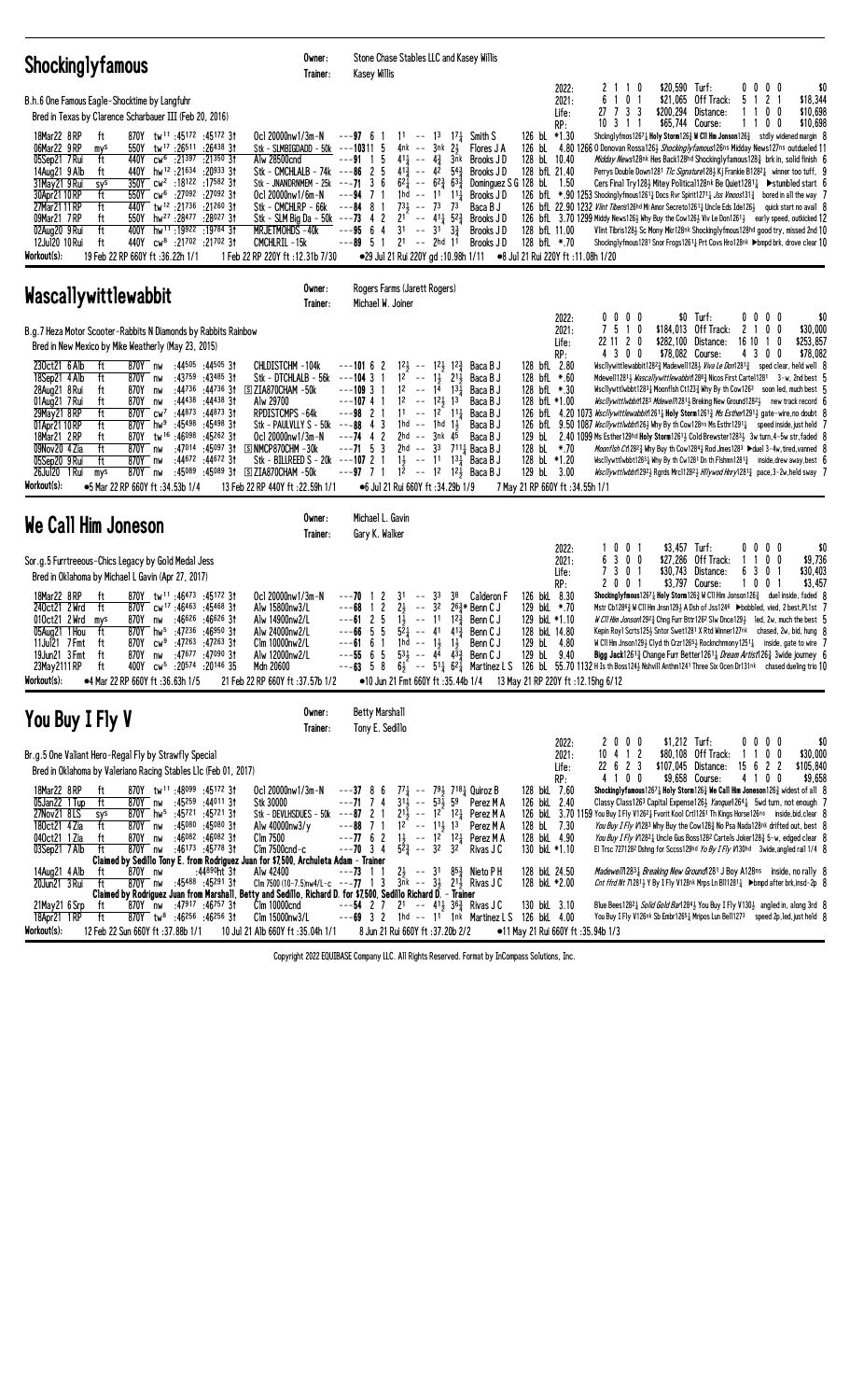## Shockinglyfamous

Owner: Stone Chase Stables LLC and Kasey Willis
Trainer: Kasey Willis

B.h.6 One Famous Eagle-Shocktime by Langfuhr
Bred in Texas by Clarence Scharbauer III (Feb 20, 2016)

| | | | | | |
|---|---|---|---|---|---|
| 2022: | 2 1 1 0 | $20,590 | Turf: | 0 0 0 0 | $0 |
| 2021: | 6 1 0 1 | $21,065 | Off Track: | 5 1 2 1 | $18,344 |
| Life: | 27 7 3 3 | $200,294 | Distance: | 1 1 0 0 | $10,698 |
| RP: | 10 3 1 1 | $65,744 | Course: | 1 1 0 0 | $10,698 |

18Mar22 8RP ft 870Y tw11 :45172 :45172 3↑ Ocl 20000nw1/3m-N ---97 6 1 1½ -- 1³ 17¼ Smith S 126 bL *1.30 Shockinglyfmos1267¼ Holy Storm1263 W Cll Hm Joneson1263 stdly widened margin 8
06Mar22 9RP mys 550Y tw17 :26511 :26438 3↑ Stk - SLMBIGDADD - 50k ---10311 5 4nk -- 3nk 2½ Flores J A 126 bL 4.80 1266 0 Donovan Rossa126½ Shockinglyfamous126ns Midday News127ns outdueled 11
05Sep21 7Rui ft 440Y cw6 :21397 :21350 3↑ Alw 28500cnd ---91 1 5 41½ -- 4¾ 3nk Brooks J D 128 bL 10.40 Midday News128nk Hes Back128hd Shockinglyfamous128½ brk in, solid finish 6
14Aug21 9Alb ft 440Y hw12 :21634 :20933 3↑ Stk - CMCHLALB - 74k ---86 2 5 41¾ -- 4² 54¾ Brooks J D 128 bfL 21.40 Perrys Double Down1281 Tlc Signature128¾ Kj Frankie B1282¼ winner too tuff, 9
31May21 9Rui sys 350Y cw2 :18122 :17582 3↑ Stk - JNANDRNMEM - 25k ---71 3 6 62¼ -- 62¾ 63¾ Dominguez S G 128 bL 1.50 Cers Final Try128¾ Mitey Political128nk Be Quiet1281¼ ▶stumbled start 6
30Apr21 10RP ft 550Y cw6 :27092 :27092 3↑ Ocl 20000nw1/6m-N ---94 7 1 1hd -- 11 11¼ Brooks J D 126 bfL *.90 1253 Shockinglyfmous1261¼ Docs Rvr Spirit1271¼ Jss Vmoos131¾ bored in all the way 7
27Mar21 11RP ft 440Y tw12 :21736 :21260 3↑ Stk - CMCHLRP - 66k ---84 8 1 73½ -- 7³ 7³ Baca B J 126 bfL 22.90 1232 Vlint Tberis126hd Mi Amor Secreto1261¼ Uncle Eds Ide126¾ quick start no avail 8
09Mar21 7RP ft 550Y hw27 :28477 :28027 3↑ Stk - SLM Big Da - 50k ---73 4 2 2¹ -- 41½ 52¾ Brooks J D 126 bfL 3.70 1299 Middy News126½ Why Buy the Cow126½ Viv Le Don1261¾ early speed, outkicked 12
02Aug20 9Rui ft 400Y hw11 :19922 :19784 3↑ MRJETMOHDS - 40k ---95 6 4 3¹ -- 3¹ 3¾ Brooks J D 128 bfL 11.00 Vlint Tibris128¾ Sc Mony Mkr128nk Shockinglyfmous128hd good try, missed 2nd 10
12Jul20 10Rui ft 440Y cw8 :21702 :21702 3↑ CMCHLRIL - 15k ---89 5 1 2¹ -- 2hd 1¹ Brooks J D 128 bfL *.70 Shockinglyfmous1281 Snor Frogs1261¼ Prt Covs Hro128nk ▶bmpd brk, drove clear 10

Workout(s): 19 Feb 22 RP 660Y ft :36.22h 1/1 · 1 Feb 22 RP 220Y ft :12.31b 7/30 · ●29 Jul 21 Rui 220Y gd :10.98h 1/11 · ●8 Jul 21 Rui 220Y ft :11.08h 1/20

## Wascallywittlewabbit

Owner: Rogers Farms (Jarett Rogers)
Trainer: Michael W. Joiner

B.g.7 Heza Motor Scooter-Rabbits N Diamonds by Rabbits Rainbow
Bred in New Mexico by Mike Weatherly (May 23, 2015)

| | | | | | |
|---|---|---|---|---|---|
| 2022: | 0 0 0 0 | $0 | Turf: | 0 0 0 0 | $0 |
| 2021: | 7 5 1 0 | $184,013 | Off Track: | 2 1 0 0 | $30,000 |
| Life: | 22 11 2 0 | $282,100 | Distance: | 16 10 1 0 | $253,857 |
| RP: | 4 3 0 0 | $78,082 | Course: | 4 3 0 0 | $78,082 |

23Oct21 6Alb ft 870Y nw :44505 :44505 3↑ CHLDISTCHM -104k ---101 6 2 12½ -- 12½ 12¾ Baca B J 128 bfL 2.80 Wscllywittlewabbit12823 Madewell1128¼ Viva Le Don1281¾ sped clear, held well 8
18Sep21 4Alb ft 870Y nw :43759 :43485 3↑ Stk - DTCHLALB - 56k ---104 3 1 1² -- 1½ 21½ Baca B J 128 bfL *.60 Mdewell11281¼ Wascallywittlewabbit128¾ Nicos First Cartel1281 3-w, 2nd best 5
28Aug21 8Rui ft 870Y nw :44736 :44736 3↑ S ZIA870CHAM -50k ---109 3 1 1² -- 1⁴ 13¼ Baca B J 128 bfL *.30 Wscllywttlwbbt1283¼ Moonfish Ct123¾ Why By th Cow1263 soon led, much best 5
01Aug21 7Rui ft 870Y nw :44438 :44438 3↑ Alw 29700 ---107 4 1 1² -- 12½ 1³ Baca B J 128 bfL *1.00 Wscllywittlwbbit1283 Mdewell1281¼ Breking New Ground12821 new track record 6
29May21 8RP ft 870Y cw7 :44873 :44873 3↑ RPDISTCMPS -64k ---98 2 1 1¹ -- 1² 11¼ Baca B J 126 bfL 4.20 1073 Wsclly wittlewbbit1261¼ Holy Storm1261½ Ms Esther1291½ gate-wire,no doubt 8
01Apr21 10RP ft 870Y hw9 :45498 :45498 3↑ Stk - PAULVLLY S - 50k ---88 4 3 1hd -- 1hd 1½ Baca B J 126 bfL 9.50 1087 Wsclly wittlwbbit126½ Why By th Cow126ns Ms Esthr1291¼ speed inside, just held 7
18Mar21 2RP ft 870Y tw16 :46098 :45262 3↑ Ocl 20000nw1/3m-N ---74 4 2 2hd -- 3nk 45 Baca B J 129 bL 2.40 1099 Ms Esther129hd Holy Storm1261¼ Cold Brewster1283¼ 3w turn,4-5w str,faded 8
09Nov20 4Zia ft 870Y nw :47014 :45097 3↑ S NMCP870CHM -30k ---71 5 3 2hd -- 3³ 711½ Baca B J 128 bL *.70 Moonfish Ct12821 Why Buy th Cow1284½ Rod Jmes1283 ▶duel 3-4w,tired,vanned 8
05Sep20 9Rui ft 870Y nw :44672 :44672 3↑ Stk - BILLREED S - 20k ---107 2 1 1½ -- 1¹ 13¾ Baca B J 128 bL *1.20 Wscllywttlwbbt1283¼ Why By th Cw1281 Dn th Flshmn1281¼ inside,drew away,best 6
26Jul20 1Rui mys 870Y nw :45089 :45089 3↑ S ZIA870CHAM -50k ---97 7 1 1² -- 1² 12½ Baca B J 129 bL 3.00 Wscllywttlwbbt1292½ Rgrds Mrcl1282¼ Hllywod Hnry1281¾ pace,3-2w,held sway 7

Workout(s): ●5 Mar 22 RP 660Y ft :34.53b 1/4 · 13 Feb 22 RP 440Y ft :22.59h 1/1 · ●6 Jul 21 Rui 660Y ft :34.29b 1/9 · 7 May 21 RP 660Y ft :34.55h 1/1

## We Call Him Joneson

Owner: Michael L. Gavin
Trainer: Gary K. Walker

Sor.g.5 Furrtreeous-Chics Legacy by Gold Medal Jess
Bred in Oklahoma by Michael L Gavin (Apr 27, 2017)

| | | | | | |
|---|---|---|---|---|---|
| 2022: | 1 0 0 1 | $3,457 | Turf: | 0 0 0 0 | $0 |
| 2021: | 6 3 0 0 | $27,286 | Off Track: | 1 1 0 0 | $9,736 |
| Life: | 7 3 0 1 | $30,743 | Distance: | 6 3 0 1 | $30,403 |
| RP: | 2 0 0 1 | $3,797 | Course: | 1 0 0 1 | $3,457 |

18Mar22 8RP ft 870Y tw11 :46473 :45172 3↑ Ocl 20000nw1/3m-N ---70 1 2 3¹ -- 3³ 3⁸ Calderon F 126 bL 8.30 Shockinglyfmous1267¼ Holy Storm1263 W Cll Hm Joneson1263 duel inside, faded 8
24Oct21 2Wrd ft 870Y cw17 :46463 :45468 3↑ Alw 15800nw3/L ---68 1 2 2½ -- 3² 26¾* Benn C J 129 bL *.70 Mstr Cb1286¾ W Cll Hm Jnsn129½ A Dsh of Jss1246 ▶bobbled, vied, 2 best,PL1st 7
01Oct21 2Wrd mys 870Y nw :46626 :46626 3↑ Alw 14900nw2/L ---61 2 5 1½ -- 1¹ 12¾ Benn C J 129 bkL *1.10 W Cll Him Jonson12923 Chng Furr Bttr1261 Slw Dnce129½ led, 2w, much the best 5
05Aug21 1Hou ft 870Y hw5 :47236 :46950 3↑ Alw 24000nw2/L ---66 5 5 5³ -- 4¹ 41¾ Benn C J 128 bkL 14.80 Kepin Royl Scrts125¼ Sntor Swet1281 X Rtd Winner127nk chased, 2w, bid, hung 8
11Jul21 7Fmt ft 870Y cw9 :47263 :47263 3↑ Clm 10000nw2/L ---61 6 1 1hd -- 1½ 1½ Benn C J 129 bL 4.80 W Cll Hm Jnson129½ Clyd th Crzr1265½ Rocknchmony1251¼ inside, gate to wire 7
19Jun21 3Fmt ft 870Y nw :47677 :47090 3↑ Alw 12000nw2/L ---55 6 5 53½ -- 4⁴ 43¾ Benn C J 129 bL 9.40 Bigg Jack1261¾ Change Furr Better1261¼ Dream Artist126¾ 3wide journey 6
23May2111RP ft 400Y cw5 :20574 :20146 35 Mdn 20600 ---63 5 8 6¾ -- 51¾ 62¼ Martinez L S 126 bL 55.70 1132 H Is th Boss124¾ Nshvill Anthm1241 Three Six Ocen Dr131nk chased dueling trio 10

Workout(s): ●4 Mar 22 RP 660Y ft :36.63h 1/5 · 21 Feb 22 RP 660Y ft :37.57b 1/2 · ●10 Jun 21 Fmt 660Y ft :35.44b 1/4 · 13 May 21 RP 220Y ft :12.15g 6/12

## You Buy I Fly V

Owner: Betty Marshall
Trainer: Tony E. Sedillo

Br.g.5 One Valiant Hero-Regal Fly by Strawfly Special
Bred in Oklahoma by Valeriano Racing Stables Llc (Feb 01, 2017)

| | | | | | |
|---|---|---|---|---|---|
| 2022: | 2 0 0 0 | $1,212 | Turf: | 0 0 0 0 | $0 |
| 2021: | 10 4 1 2 | $80,108 | Off Track: | 1 1 0 0 | $30,000 |
| Life: | 22 6 2 3 | $107,045 | Distance: | 15 6 2 2 | $105,840 |
| RP: | 4 1 0 0 | $9,658 | Course: | 4 1 0 0 | $9,658 |

18Mar22 8RP ft 870Y tw11 :48099 :45172 3↑ Ocl 20000nw1/3m-N ---37 8 6 77¼ -- 79½ 718¼ Quiroz B 128 bkL 7.60 Shockinglyfmous1267¼ Holy Storm1263 We Call Him Joneson1263 widest of all 8
05Jan22 1Tup ft 870Y nw :45259 :44011 3↑ Stk 30000 ---71 7 4 31½ -- 53½ 5⁹ Perez M A 126 bkL 2.40 Classy Class1263 Capital Expense126½ Yanque1264¼ 5wd turn, not enough 7
27Nov21 8LS sys 870Y hw5 :45721 :45721 3↑ Stk - DEVLHSDUES - 50k ---87 2 1 21½ -- 1² 12¼ Perez M A 126 bkL 3.70 1159 You Buy I Fly V12621 Fvorit Kool Crtl1261 Th Kings Horse126ns inside,bid,clear 8
18Oct21 4Zia ft 870Y nw :45080 :45080 3↑ Alw 40000nw3/y ---88 7 1 1² -- 11½ 1³ Perez M A 128 bL 7.30 You Buy I Fly V1283 Why Buy the Cow128¾ No Psa Nada128nk drifted out, best 8
04Oct21 1Zia ft 870Y nw :46082 :46082 3↑ Clm 7500 ---77 6 2 1½ -- 1² 12¼ Perez M A 128 bkL 4.90 You Buy I Fly V1282¼ Uncle Gus Boss1282 Cartels Joker128¾ 5-w, edged clear 8
03Sep21 7Alb ft 870Y nw :46173 :45778 3↑ Clm 7500cnd-c ---70 3 4 52¾ -- 3² 3² Rivas J C 130 bkL *1.10 El Trsc 72712 Dshng for Sccss129hd Yo By I Fly V130hd 3wide,angled rail 1/4 8

Claimed by Sedillo Tony E. from Rodriguez Juan for $7,500, Archuleta Adam - Trainer

14Aug21 4Alb ft 870Y nw :44890ht 3↑ Alw 42400 ---73 1 1 2½ -- 3¹ 85¾ Nieto P H 128 bkL 24.50 Madewell12831 Breaking New Ground1281 J Boy A128ns inside, no rally 8
20Jun21 3Rui ft 870Y nw :45488 :45291 3↑ Clm 7500(10-7.5)nw4/L-c ---77 1 3 3nk -- 3½ 21½ Rivas J C 128 bkL *2.00 Cnt ffrd Nt 71281½ Y By I Fly V128nk Mrps Ln Bll1281¾ ▶bmpd after brk,insd-2p 8

Claimed by Rodriguez Juan from Marshall, Betty and Sedillo, Richard D. for $7,500, Sedillo Richard D. - Trainer

21May21 6Srp ft 870Y nw :47917 :46757 3↑ Clm 10000 ---54 2 7 2¹ -- 41½ 39¾ Rivas J C 130 bkL 3.10 Blue Bees1282½ Solid Gold Bar1284½ You Buy I Fly V130½ angled in, along 3rd 8
18Apr21 1RP ft 870Y tw8 :46256 :46256 3↑ Clm 15000nw3/L ---69 3 2 1hd -- 1¹ 1nk Martinez L S 126 bkL 4.00 You Buy I Fly V126nk Sb Embr1265¼ Mripos Lun Bell1273 speed 2p,led, just held 8

Workout(s): 12 Feb 22 Sun 660Y ft :37.88b 1/1 · 10 Jul 21 Alb 660Y ft :35.04h 1/1 · 8 Jun 21 Rui 660Y ft :37.20b 2/2 · ●11 May 21 Rui 660Y ft :35.94b 1/3

Copyright 2022 EQUIBASE Company LLC. All Rights Reserved. Format by InCompass Solutions, Inc.